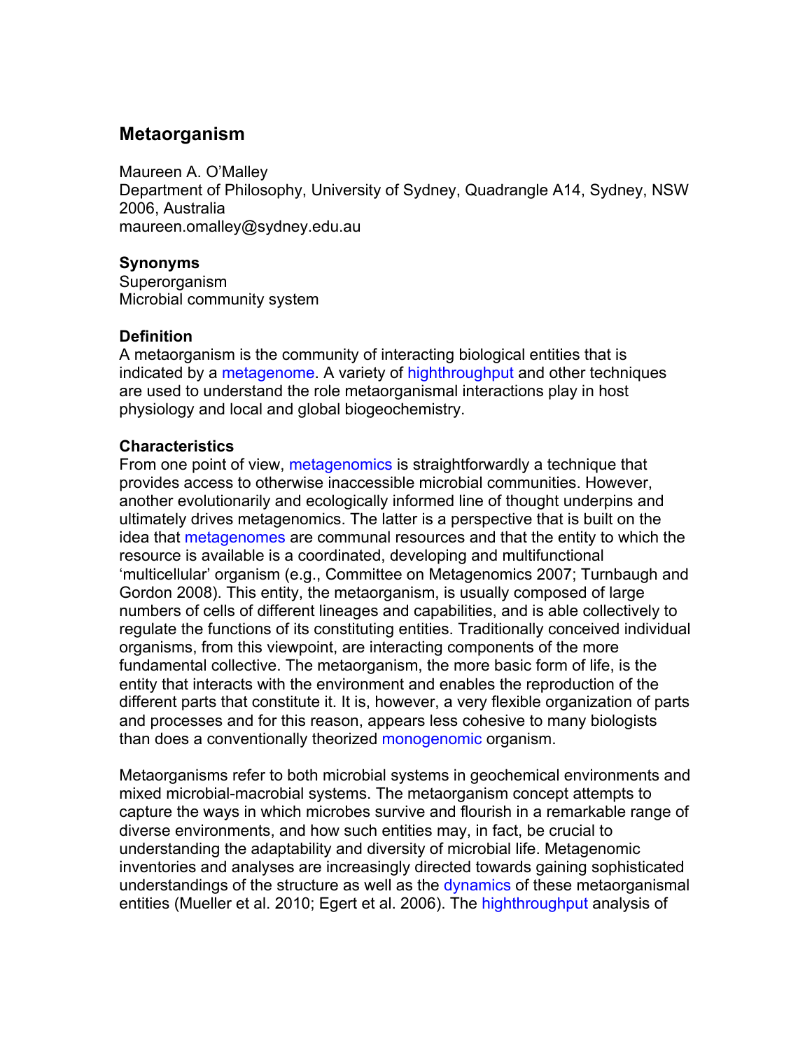# Metaorganism

Maureen A. O'Malley
Department of Philosophy, University of Sydney, Quadrangle A14, Sydney, NSW 2006, Australia
maureen.omalley@sydney.edu.au

## Synonyms

Superorganism
Microbial community system

## Definition

A metaorganism is the community of interacting biological entities that is indicated by a metagenome. A variety of highthroughput and other techniques are used to understand the role metaorganismal interactions play in host physiology and local and global biogeochemistry.

## Characteristics

From one point of view, metagenomics is straightforwardly a technique that provides access to otherwise inaccessible microbial communities. However, another evolutionarily and ecologically informed line of thought underpins and ultimately drives metagenomics. The latter is a perspective that is built on the idea that metagenomes are communal resources and that the entity to which the resource is available is a coordinated, developing and multifunctional 'multicellular' organism (e.g., Committee on Metagenomics 2007; Turnbaugh and Gordon 2008). This entity, the metaorganism, is usually composed of large numbers of cells of different lineages and capabilities, and is able collectively to regulate the functions of its constituting entities. Traditionally conceived individual organisms, from this viewpoint, are interacting components of the more fundamental collective. The metaorganism, the more basic form of life, is the entity that interacts with the environment and enables the reproduction of the different parts that constitute it. It is, however, a very flexible organization of parts and processes and for this reason, appears less cohesive to many biologists than does a conventionally theorized monogenomic organism.

Metaorganisms refer to both microbial systems in geochemical environments and mixed microbial-macrobial systems. The metaorganism concept attempts to capture the ways in which microbes survive and flourish in a remarkable range of diverse environments, and how such entities may, in fact, be crucial to understanding the adaptability and diversity of microbial life. Metagenomic inventories and analyses are increasingly directed towards gaining sophisticated understandings of the structure as well as the dynamics of these metaorganismal entities (Mueller et al. 2010; Egert et al. 2006). The highthroughput analysis of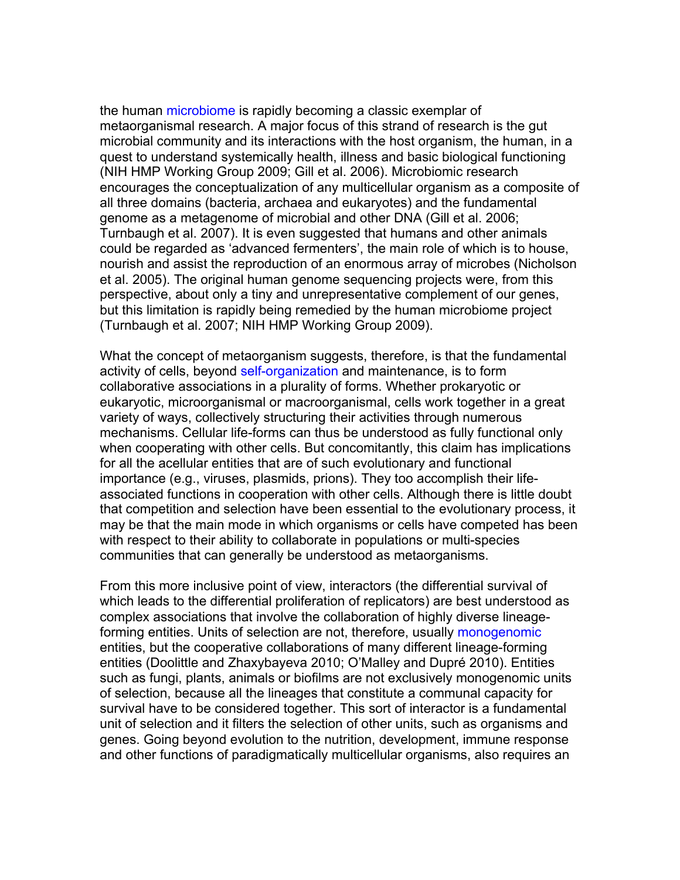the human microbiome is rapidly becoming a classic exemplar of metaorganismal research. A major focus of this strand of research is the gut microbial community and its interactions with the host organism, the human, in a quest to understand systemically health, illness and basic biological functioning (NIH HMP Working Group 2009; Gill et al. 2006). Microbiomic research encourages the conceptualization of any multicellular organism as a composite of all three domains (bacteria, archaea and eukaryotes) and the fundamental genome as a metagenome of microbial and other DNA (Gill et al. 2006; Turnbaugh et al. 2007). It is even suggested that humans and other animals could be regarded as 'advanced fermenters', the main role of which is to house, nourish and assist the reproduction of an enormous array of microbes (Nicholson et al. 2005). The original human genome sequencing projects were, from this perspective, about only a tiny and unrepresentative complement of our genes, but this limitation is rapidly being remedied by the human microbiome project (Turnbaugh et al. 2007; NIH HMP Working Group 2009).

What the concept of metaorganism suggests, therefore, is that the fundamental activity of cells, beyond self-organization and maintenance, is to form collaborative associations in a plurality of forms. Whether prokaryotic or eukaryotic, microorganismal or macroorganismal, cells work together in a great variety of ways, collectively structuring their activities through numerous mechanisms. Cellular life-forms can thus be understood as fully functional only when cooperating with other cells. But concomitantly, this claim has implications for all the acellular entities that are of such evolutionary and functional importance (e.g., viruses, plasmids, prions). They too accomplish their life-associated functions in cooperation with other cells. Although there is little doubt that competition and selection have been essential to the evolutionary process, it may be that the main mode in which organisms or cells have competed has been with respect to their ability to collaborate in populations or multi-species communities that can generally be understood as metaorganisms.

From this more inclusive point of view, interactors (the differential survival of which leads to the differential proliferation of replicators) are best understood as complex associations that involve the collaboration of highly diverse lineage-forming entities. Units of selection are not, therefore, usually monogenomic entities, but the cooperative collaborations of many different lineage-forming entities (Doolittle and Zhaxybayeva 2010; O'Malley and Dupré 2010). Entities such as fungi, plants, animals or biofilms are not exclusively monogenomic units of selection, because all the lineages that constitute a communal capacity for survival have to be considered together. This sort of interactor is a fundamental unit of selection and it filters the selection of other units, such as organisms and genes. Going beyond evolution to the nutrition, development, immune response and other functions of paradigmatically multicellular organisms, also requires an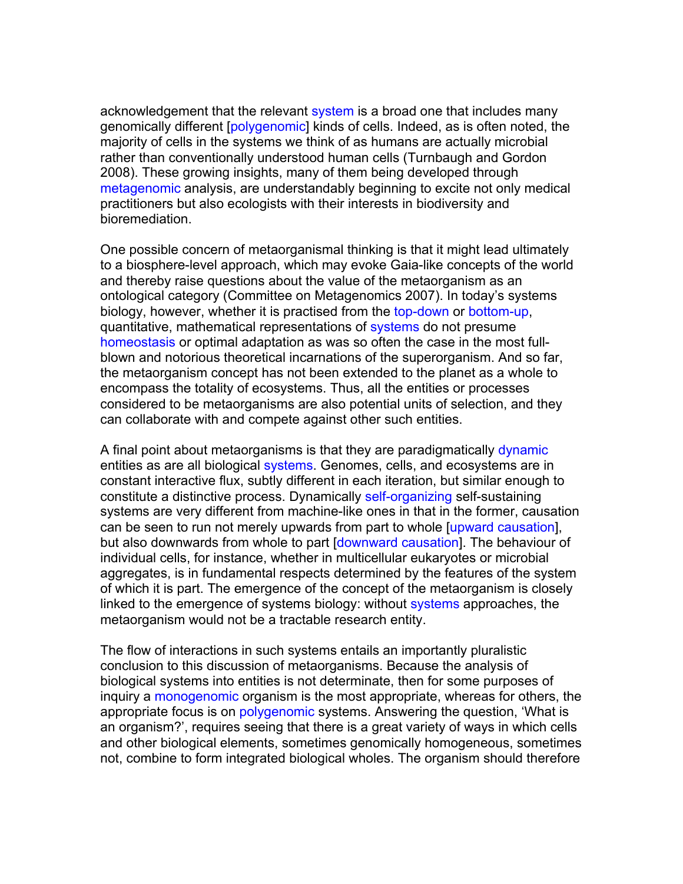acknowledgement that the relevant system is a broad one that includes many genomically different [polygenomic] kinds of cells. Indeed, as is often noted, the majority of cells in the systems we think of as humans are actually microbial rather than conventionally understood human cells (Turnbaugh and Gordon 2008). These growing insights, many of them being developed through metagenomic analysis, are understandably beginning to excite not only medical practitioners but also ecologists with their interests in biodiversity and bioremediation.

One possible concern of metaorganismal thinking is that it might lead ultimately to a biosphere-level approach, which may evoke Gaia-like concepts of the world and thereby raise questions about the value of the metaorganism as an ontological category (Committee on Metagenomics 2007). In today's systems biology, however, whether it is practised from the top-down or bottom-up, quantitative, mathematical representations of systems do not presume homeostasis or optimal adaptation as was so often the case in the most full-blown and notorious theoretical incarnations of the superorganism. And so far, the metaorganism concept has not been extended to the planet as a whole to encompass the totality of ecosystems. Thus, all the entities or processes considered to be metaorganisms are also potential units of selection, and they can collaborate with and compete against other such entities.

A final point about metaorganisms is that they are paradigmatically dynamic entities as are all biological systems. Genomes, cells, and ecosystems are in constant interactive flux, subtly different in each iteration, but similar enough to constitute a distinctive process. Dynamically self-organizing self-sustaining systems are very different from machine-like ones in that in the former, causation can be seen to run not merely upwards from part to whole [upward causation], but also downwards from whole to part [downward causation]. The behaviour of individual cells, for instance, whether in multicellular eukaryotes or microbial aggregates, is in fundamental respects determined by the features of the system of which it is part. The emergence of the concept of the metaorganism is closely linked to the emergence of systems biology: without systems approaches, the metaorganism would not be a tractable research entity.

The flow of interactions in such systems entails an importantly pluralistic conclusion to this discussion of metaorganisms. Because the analysis of biological systems into entities is not determinate, then for some purposes of inquiry a monogenomic organism is the most appropriate, whereas for others, the appropriate focus is on polygenomic systems. Answering the question, 'What is an organism?', requires seeing that there is a great variety of ways in which cells and other biological elements, sometimes genomically homogeneous, sometimes not, combine to form integrated biological wholes. The organism should therefore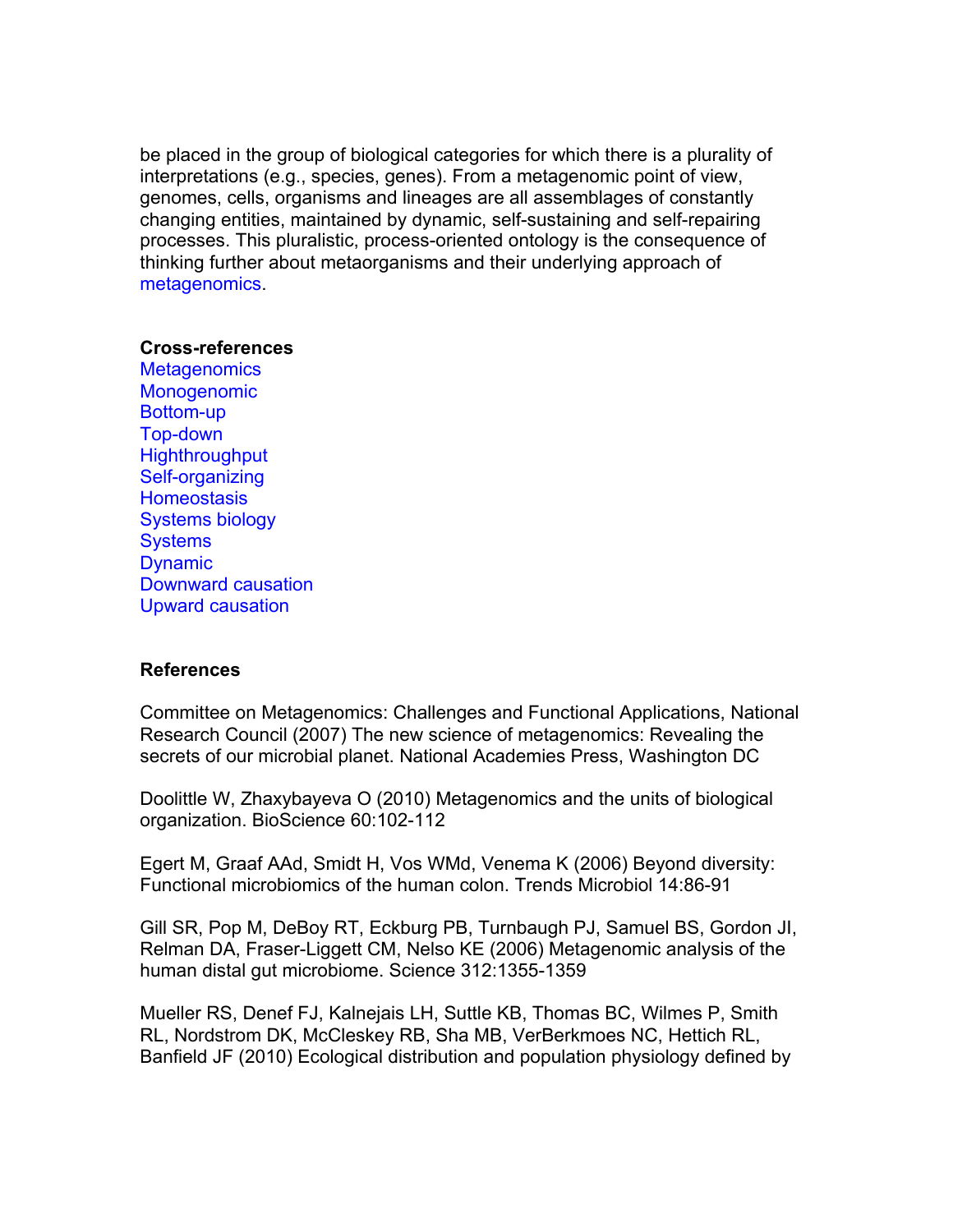be placed in the group of biological categories for which there is a plurality of interpretations (e.g., species, genes). From a metagenomic point of view, genomes, cells, organisms and lineages are all assemblages of constantly changing entities, maintained by dynamic, self-sustaining and self-repairing processes. This pluralistic, process-oriented ontology is the consequence of thinking further about metaorganisms and their underlying approach of metagenomics.

**Cross-references**

Metagenomics
Monogenomic
Bottom-up
Top-down
Highthroughput
Self-organizing
Homeostasis
Systems biology
Systems
Dynamic
Downward causation
Upward causation

**References**

Committee on Metagenomics: Challenges and Functional Applications, National Research Council (2007) The new science of metagenomics: Revealing the secrets of our microbial planet. National Academies Press, Washington DC

Doolittle W, Zhaxybayeva O (2010) Metagenomics and the units of biological organization. BioScience 60:102-112

Egert M, Graaf AAd, Smidt H, Vos WMd, Venema K (2006) Beyond diversity: Functional microbiomics of the human colon. Trends Microbiol 14:86-91

Gill SR, Pop M, DeBoy RT, Eckburg PB, Turnbaugh PJ, Samuel BS, Gordon JI, Relman DA, Fraser-Liggett CM, Nelso KE (2006) Metagenomic analysis of the human distal gut microbiome. Science 312:1355-1359

Mueller RS, Denef FJ, Kalnejais LH, Suttle KB, Thomas BC, Wilmes P, Smith RL, Nordstrom DK, McCleskey RB, Sha MB, VerBerkmoes NC, Hettich RL, Banfield JF (2010) Ecological distribution and population physiology defined by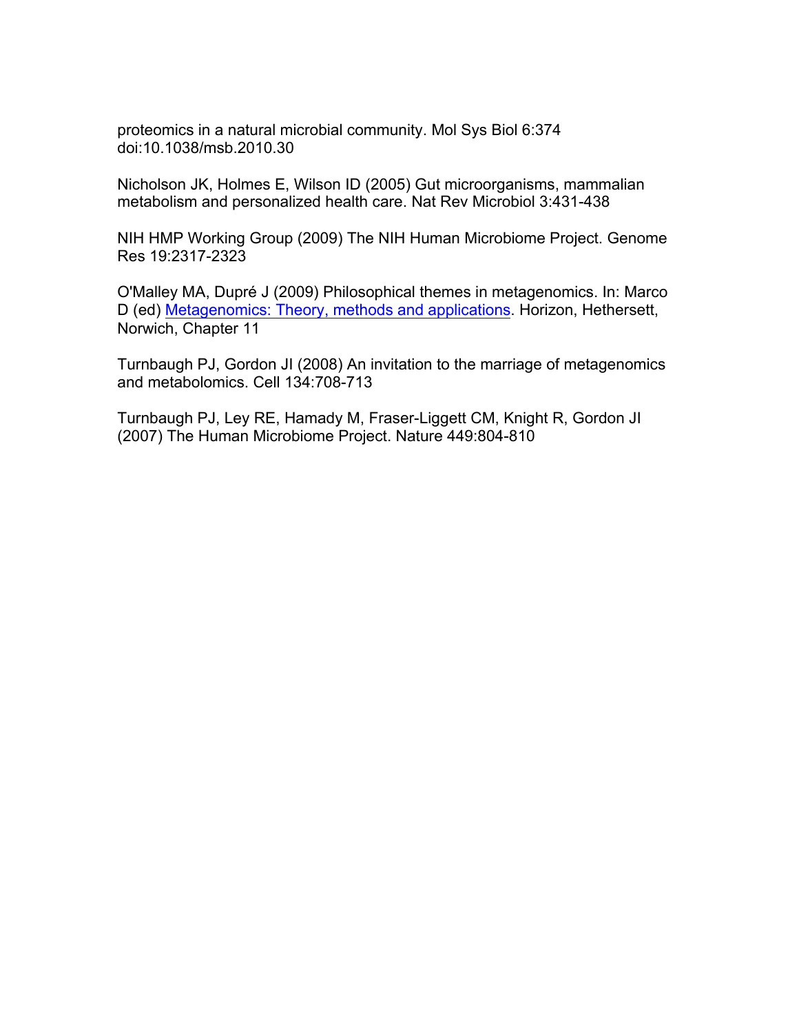proteomics in a natural microbial community. Mol Sys Biol 6:374 doi:10.1038/msb.2010.30

Nicholson JK, Holmes E, Wilson ID (2005) Gut microorganisms, mammalian metabolism and personalized health care. Nat Rev Microbiol 3:431-438

NIH HMP Working Group (2009) The NIH Human Microbiome Project. Genome Res 19:2317-2323

O'Malley MA, Dupré J (2009) Philosophical themes in metagenomics. In: Marco D (ed) Metagenomics: Theory, methods and applications. Horizon, Hethersett, Norwich, Chapter 11

Turnbaugh PJ, Gordon JI (2008) An invitation to the marriage of metagenomics and metabolomics. Cell 134:708-713

Turnbaugh PJ, Ley RE, Hamady M, Fraser-Liggett CM, Knight R, Gordon JI (2007) The Human Microbiome Project. Nature 449:804-810